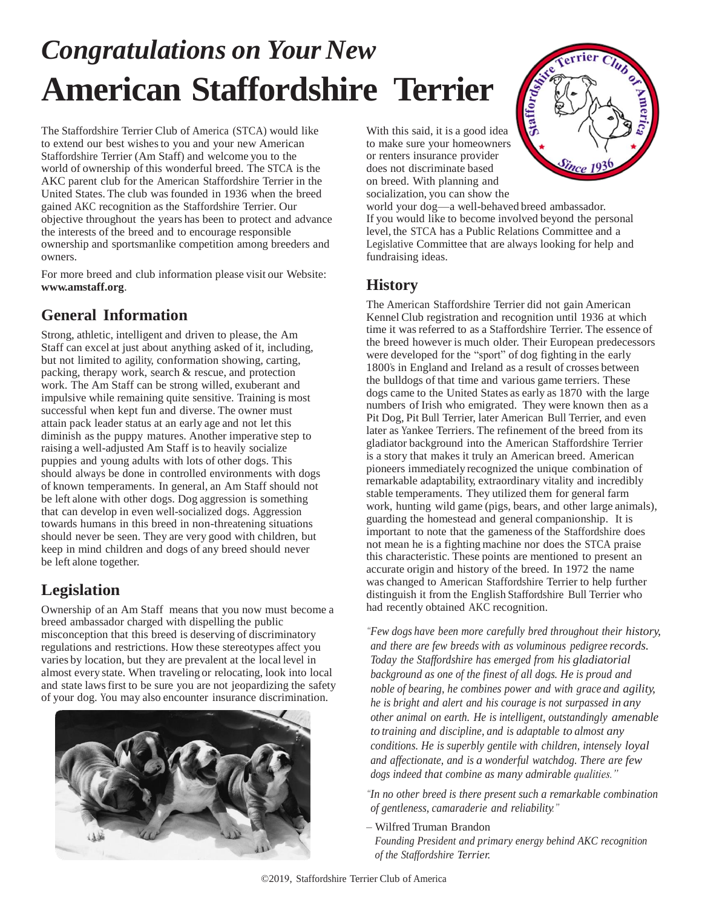# *Congratulations on Your New*
# American Staffordshire Terrier

The Staffordshire Terrier Club of America (STCA) would like to extend our best wishes to you and your new American Staffordshire Terrier (Am Staff) and welcome you to the world of ownership of this wonderful breed. The STCA is the AKC parent club for the American Staffordshire Terrier in the United States. The club was founded in 1936 when the breed gained AKC recognition as the Staffordshire Terrier. Our objective throughout the years has been to protect and advance the interests of the breed and to encourage responsible ownership and sportsmanlike competition among breeders and owners.

For more breed and club information please visit our Website: **www.amstaff.org**.

## General Information

Strong, athletic, intelligent and driven to please, the Am Staff can excel at just about anything asked of it, including, but not limited to agility, conformation showing, carting, packing, therapy work, search & rescue, and protection work. The Am Staff can be strong willed, exuberant and impulsive while remaining quite sensitive. Training is most successful when kept fun and diverse. The owner must attain pack leader status at an early age and not let this diminish as the puppy matures. Another imperative step to raising a well-adjusted Am Staff is to heavily socialize puppies and young adults with lots of other dogs. This should always be done in controlled environments with dogs of known temperaments. In general, an Am Staff should not be left alone with other dogs. Dog aggression is something that can develop in even well-socialized dogs. Aggression towards humans in this breed in non-threatening situations should never be seen. They are very good with children, but keep in mind children and dogs of any breed should never be left alone together.

## Legislation

Ownership of an Am Staff means that you now must become a breed ambassador charged with dispelling the public misconception that this breed is deserving of discriminatory regulations and restrictions. How these stereotypes affect you varies by location, but they are prevalent at the local level in almost every state. When traveling or relocating, look into local and state laws first to be sure you are not jeopardizing the safety of your dog. You may also encounter insurance discrimination.

With this said, it is a good idea to make sure your homeowners or renters insurance provider does not discriminate based on breed. With planning and socialization, you can show the world your dog—a well-behaved breed ambassador. If you would like to become involved beyond the personal level, the STCA has a Public Relations Committee and a Legislative Committee that are always looking for help and fundraising ideas.

## History

The American Staffordshire Terrier did not gain American Kennel Club registration and recognition until 1936 at which time it was referred to as a Staffordshire Terrier. The essence of the breed however is much older. Their European predecessors were developed for the "sport" of dog fighting in the early 1800's in England and Ireland as a result of crosses between the bulldogs of that time and various game terriers. These dogs came to the United States as early as 1870 with the large numbers of Irish who emigrated. They were known then as a Pit Dog, Pit Bull Terrier, later American Bull Terrier, and even later as Yankee Terriers. The refinement of the breed from its gladiator background into the American Staffordshire Terrier is a story that makes it truly an American breed. American pioneers immediately recognized the unique combination of remarkable adaptability, extraordinary vitality and incredibly stable temperaments. They utilized them for general farm work, hunting wild game (pigs, bears, and other large animals), guarding the homestead and general companionship. It is important to note that the gameness of the Staffordshire does not mean he is a fighting machine nor does the STCA praise this characteristic. These points are mentioned to present an accurate origin and history of the breed. In 1972 the name was changed to American Staffordshire Terrier to help further distinguish it from the English Staffordshire Bull Terrier who had recently obtained AKC recognition.

*"Few dogs have been more carefully bred throughout their history, and there are few breeds with as voluminous pedigree records. Today the Staffordshire has emerged from his gladiatorial background as one of the finest of all dogs. He is proud and noble of bearing, he combines power and with grace and agility, he is bright and alert and his courage is not surpassed in any other animal on earth. He is intelligent, outstandingly amenable to training and discipline, and is adaptable to almost any conditions. He is superbly gentile with children, intensely loyal and affectionate, and is a wonderful watchdog. There are few dogs indeed that combine as many admirable qualities."*

*"In no other breed is there present such a remarkable combination of gentleness, camaraderie and reliability."*

– Wilfred Truman Brandon
*Founding President and primary energy behind AKC recognition of the Staffordshire Terrier.*

©2019, Staffordshire Terrier Club of America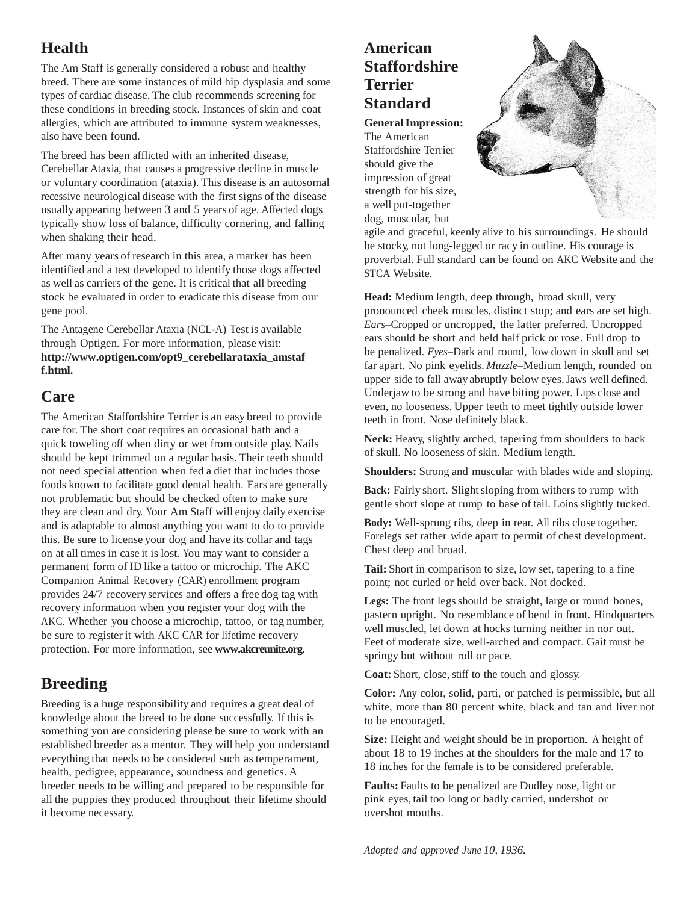## Health

The Am Staff is generally considered a robust and healthy breed. There are some instances of mild hip dysplasia and some types of cardiac disease. The club recommends screening for these conditions in breeding stock. Instances of skin and coat allergies, which are attributed to immune system weaknesses, also have been found.

The breed has been afflicted with an inherited disease, Cerebellar Ataxia, that causes a progressive decline in muscle or voluntary coordination (ataxia). This disease is an autosomal recessive neurological disease with the first signs of the disease usually appearing between 3 and 5 years of age. Affected dogs typically show loss of balance, difficulty cornering, and falling when shaking their head.

After many years of research in this area, a marker has been identified and a test developed to identify those dogs affected as well as carriers of the gene. It is critical that all breeding stock be evaluated in order to eradicate this disease from our gene pool.

The Antagene Cerebellar Ataxia (NCL-A) Test is available through Optigen. For more information, please visit: **http://www.optigen.com/opt9_cerebellarataxia_amstaff.html.**

## Care

The American Staffordshire Terrier is an easy breed to provide care for. The short coat requires an occasional bath and a quick toweling off when dirty or wet from outside play. Nails should be kept trimmed on a regular basis. Their teeth should not need special attention when fed a diet that includes those foods known to facilitate good dental health. Ears are generally not problematic but should be checked often to make sure they are clean and dry. Your Am Staff will enjoy daily exercise and is adaptable to almost anything you want to do to provide this. Be sure to license your dog and have its collar and tags on at all times in case it is lost. You may want to consider a permanent form of ID like a tattoo or microchip. The AKC Companion Animal Recovery (CAR) enrollment program provides 24/7 recovery services and offers a free dog tag with recovery information when you register your dog with the AKC. Whether you choose a microchip, tattoo, or tag number, be sure to register it with AKC CAR for lifetime recovery protection. For more information, see **www.akcreunite.org.**

## Breeding

Breeding is a huge responsibility and requires a great deal of knowledge about the breed to be done successfully. If this is something you are considering please be sure to work with an established breeder as a mentor. They will help you understand everything that needs to be considered such as temperament, health, pedigree, appearance, soundness and genetics. A breeder needs to be willing and prepared to be responsible for all the puppies they produced throughout their lifetime should it become necessary.

## American Staffordshire Terrier Standard

**General Impression:** The American Staffordshire Terrier should give the impression of great strength for his size, a well put-together dog, muscular, but agile and graceful, keenly alive to his surroundings. He should be stocky, not long-legged or racy in outline. His courage is proverbial. Full standard can be found on AKC Website and the STCA Website.

**Head:** Medium length, deep through, broad skull, very pronounced cheek muscles, distinct stop; and ears are set high. *Ears*–Cropped or uncropped, the latter preferred. Uncropped ears should be short and held half prick or rose. Full drop to be penalized. *Eyes*–Dark and round, low down in skull and set far apart. No pink eyelids. *Muzzle*–Medium length, rounded on upper side to fall away abruptly below eyes. Jaws well defined. Underjaw to be strong and have biting power. Lips close and even, no looseness. Upper teeth to meet tightly outside lower teeth in front. Nose definitely black.

**Neck:** Heavy, slightly arched, tapering from shoulders to back of skull. No looseness of skin. Medium length.

**Shoulders:** Strong and muscular with blades wide and sloping.

**Back:** Fairly short. Slight sloping from withers to rump with gentle short slope at rump to base of tail. Loins slightly tucked.

**Body:** Well-sprung ribs, deep in rear. All ribs close together. Forelegs set rather wide apart to permit of chest development. Chest deep and broad.

**Tail:** Short in comparison to size, low set, tapering to a fine point; not curled or held over back. Not docked.

**Legs:** The front legs should be straight, large or round bones, pastern upright. No resemblance of bend in front. Hindquarters well muscled, let down at hocks turning neither in nor out. Feet of moderate size, well-arched and compact. Gait must be springy but without roll or pace.

**Coat:** Short, close, stiff to the touch and glossy.

**Color:** Any color, solid, parti, or patched is permissible, but all white, more than 80 percent white, black and tan and liver not to be encouraged.

**Size:** Height and weight should be in proportion. A height of about 18 to 19 inches at the shoulders for the male and 17 to 18 inches for the female is to be considered preferable.

**Faults:** Faults to be penalized are Dudley nose, light or pink eyes, tail too long or badly carried, undershot or overshot mouths.

*Adopted and approved June 10, 1936.*